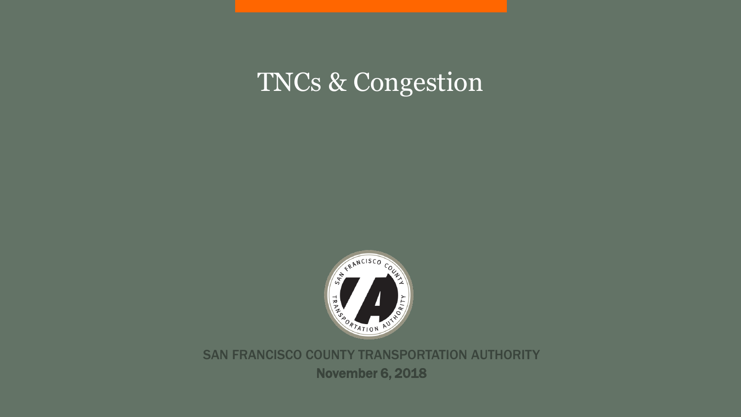# TNCs & Congestion

SAN FRANCISCO COUNTY TRANSPORTATION AUTHORITY

**November 6, 2018**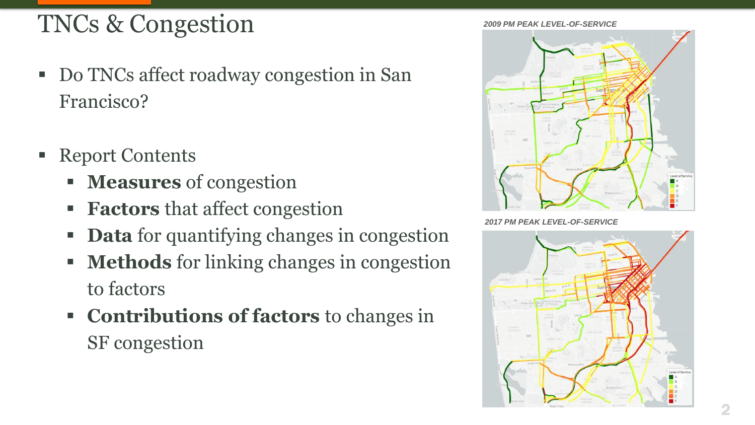# TNCs & Congestion

- Do TNCs affect roadway congestion in San Francisco?
- Report Contents
  - **Measures** of congestion
  - **Factors** that affect congestion
  - **Data** for quantifying changes in congestion
  - **Methods** for linking changes in congestion to factors
  - **Contributions of factors** to changes in SF congestion

*2009 PM PEAK LEVEL-OF-SERVICE*

*2017 PM PEAK LEVEL-OF-SERVICE*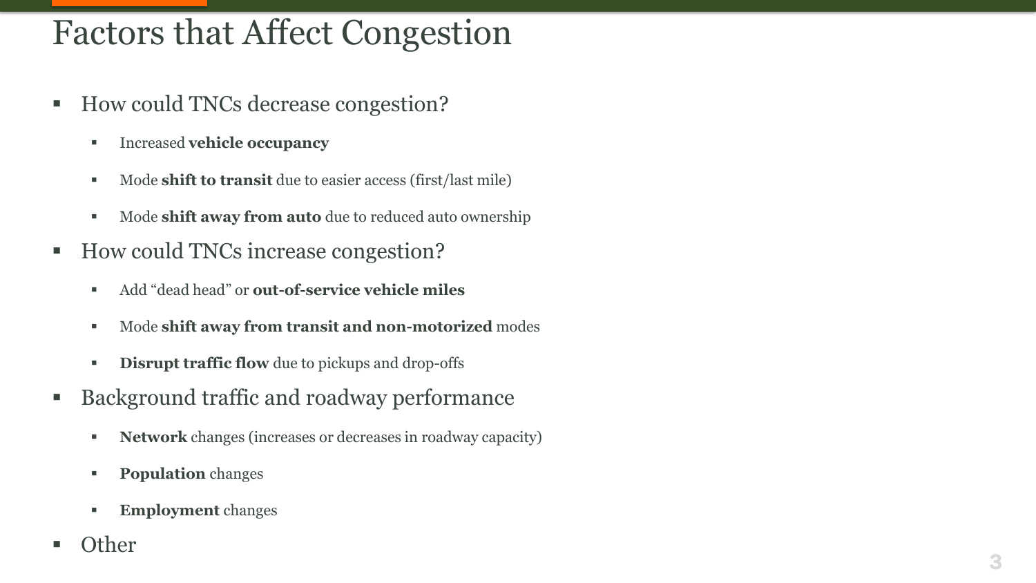# Factors that Affect Congestion

- How could TNCs decrease congestion?
  - Increased **vehicle occupancy**
  - Mode **shift to transit** due to easier access (first/last mile)
  - Mode **shift away from auto** due to reduced auto ownership
- How could TNCs increase congestion?
  - Add “dead head” or **out-of-service vehicle miles**
  - Mode **shift away from transit and non-motorized** modes
  - **Disrupt traffic flow** due to pickups and drop-offs
- Background traffic and roadway performance
  - **Network** changes (increases or decreases in roadway capacity)
  - **Population** changes
  - **Employment** changes
- Other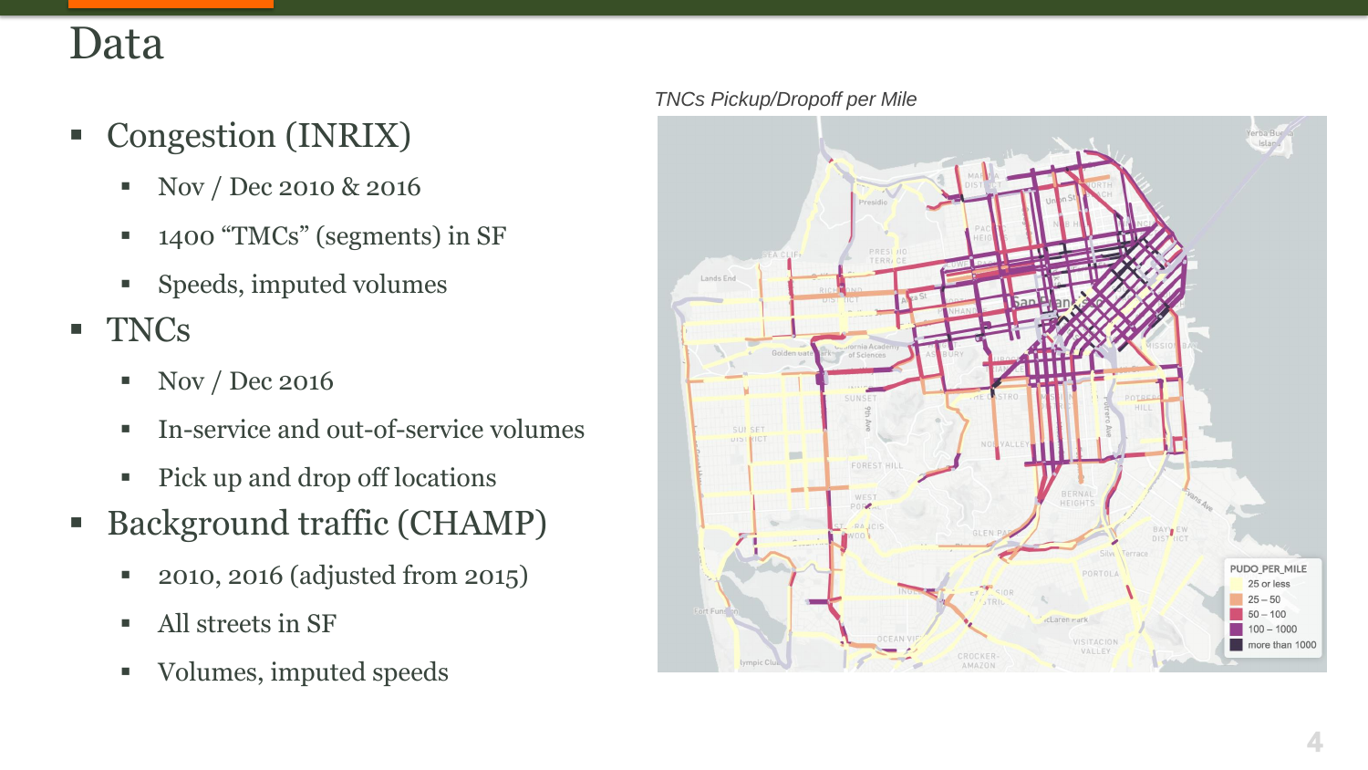# Data

- Congestion (INRIX)
  - Nov / Dec 2010 & 2016
  - 1400 “TMCs” (segments) in SF
  - Speeds, imputed volumes
- TNCs
  - Nov / Dec 2016
  - In-service and out-of-service volumes
  - Pick up and drop off locations
- Background traffic (CHAMP)
  - 2010, 2016 (adjusted from 2015)
  - All streets in SF
  - Volumes, imputed speeds

*TNCs Pickup/Dropoff per Mile*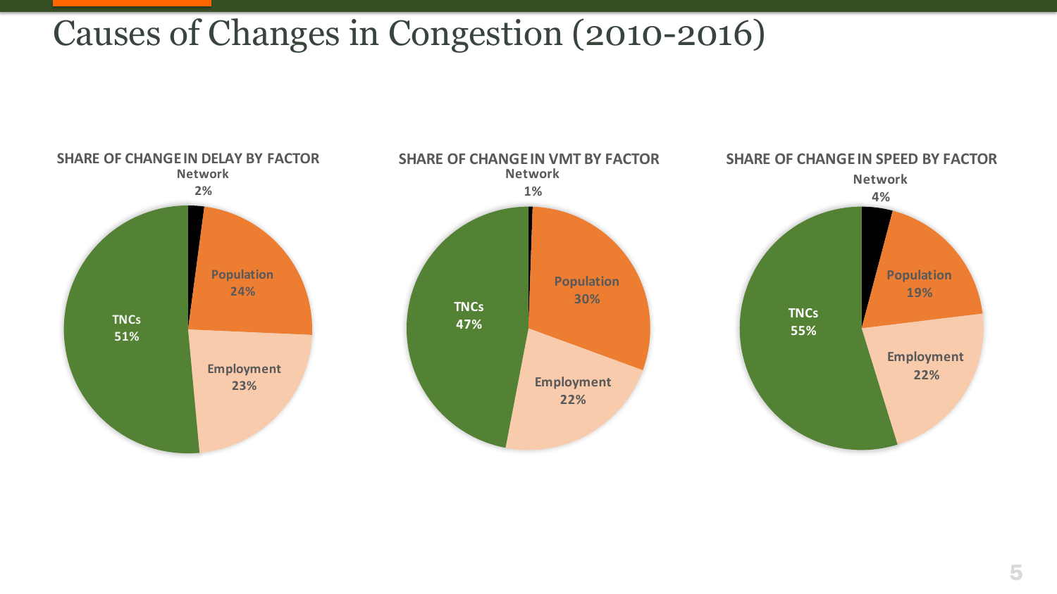# Causes of Changes in Congestion (2010-2016)

**SHARE OF CHANGE IN DELAY BY FACTOR**

| Factor | Share |
| --- | --- |
| Network | 2% |
| Population | 24% |
| Employment | 23% |
| TNCs | 51% |

**SHARE OF CHANGE IN VMT BY FACTOR**

| Factor | Share |
| --- | --- |
| Network | 1% |
| Population | 30% |
| Employment | 22% |
| TNCs | 47% |

**SHARE OF CHANGE IN SPEED BY FACTOR**

| Factor | Share |
| --- | --- |
| Network | 4% |
| Population | 19% |
| Employment | 22% |
| TNCs | 55% |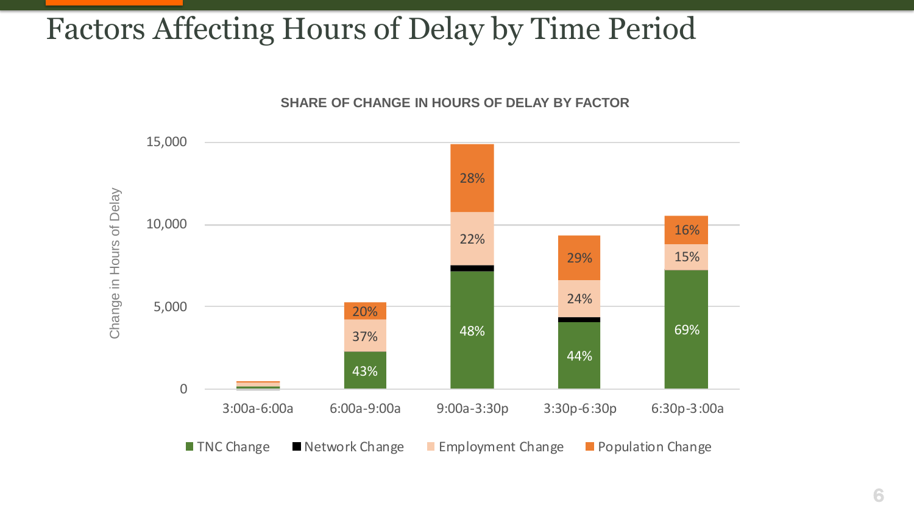# Factors Affecting Hours of Delay by Time Period

**SHARE OF CHANGE IN HOURS OF DELAY BY FACTOR**

| Time Period | TNC Change | Network Change | Employment Change | Population Change |
|---|---|---|---|---|
| 3:00a-6:00a | | | | |
| 6:00a-9:00a | 43% | | 37% | 20% |
| 9:00a-3:30p | 48% | | 22% | 28% |
| 3:30p-6:30p | 44% | | 24% | 29% |
| 6:30p-3:00a | 69% | | 15% | 16% |

Change in Hours of Delay (axis: 0; 5,000; 10,000; 15,000)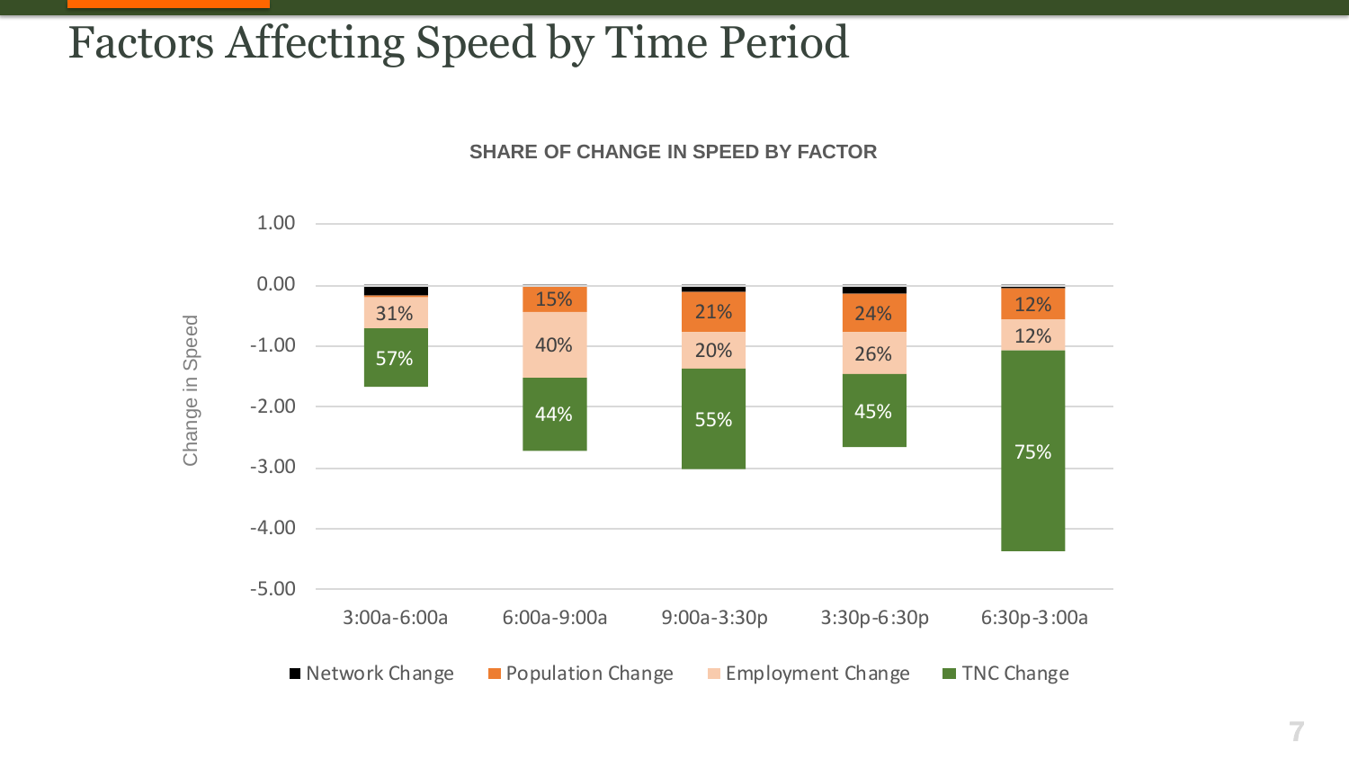# Factors Affecting Speed by Time Period

**SHARE OF CHANGE IN SPEED BY FACTOR**

| Time Period | Network Change | Population Change | Employment Change | TNC Change |
|---|---|---|---|---|
| 3:00a-6:00a | | | 31% | 57% |
| 6:00a-9:00a | | 15% | 40% | 44% |
| 9:00a-3:30p | | 21% | 20% | 55% |
| 3:30p-6:30p | | 24% | 26% | 45% |
| 6:30p-3:00a | | 12% | 12% | 75% |

Change in Speed

■ Network Change ■ Population Change ■ Employment Change ■ TNC Change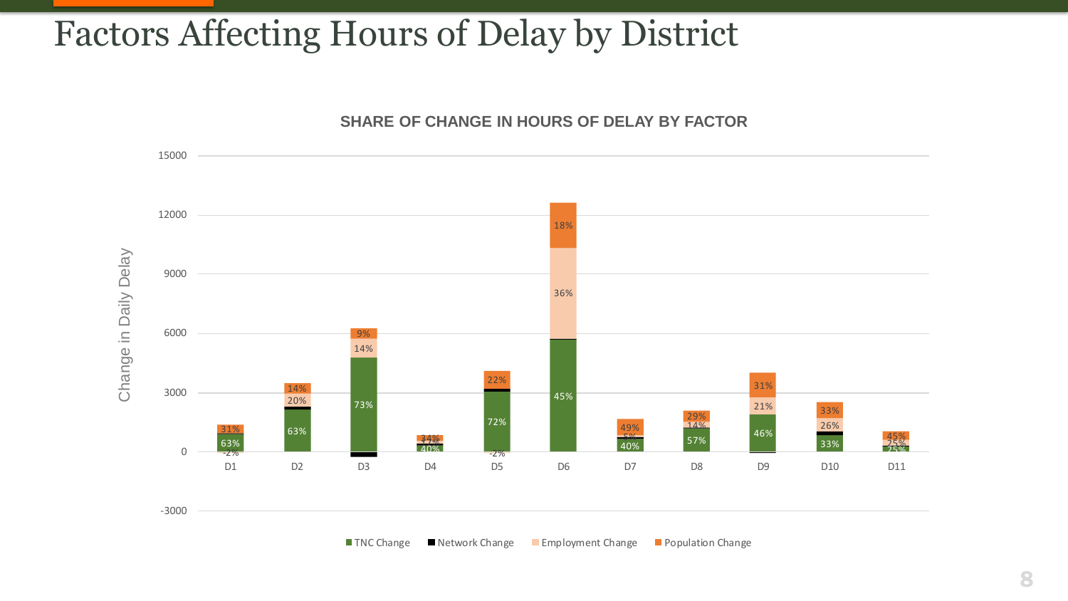# Factors Affecting Hours of Delay by District

**SHARE OF CHANGE IN HOURS OF DELAY BY FACTOR**

| District | TNC Change | Network Change | Employment Change | Population Change |
|---|---|---|---|---|
| D1 | 63% | -2% | | 31% |
| D2 | 63% | | 20% | 14% |
| D3 | 73% | | 14% | 9% |
| D4 | 40% | | 17% | 34% |
| D5 | 72% | -2% | | 22% |
| D6 | 45% | | 36% | 18% |
| D7 | 40% | | 5% | 49% |
| D8 | 57% | | 14% | 29% |
| D9 | 46% | | 21% | 31% |
| D10 | 33% | | 26% | 33% |
| D11 | 25% | | 25% | 45% |

Y-axis: Change in Daily Delay (-3000 to 15000)

Legend: TNC Change, Network Change, Employment Change, Population Change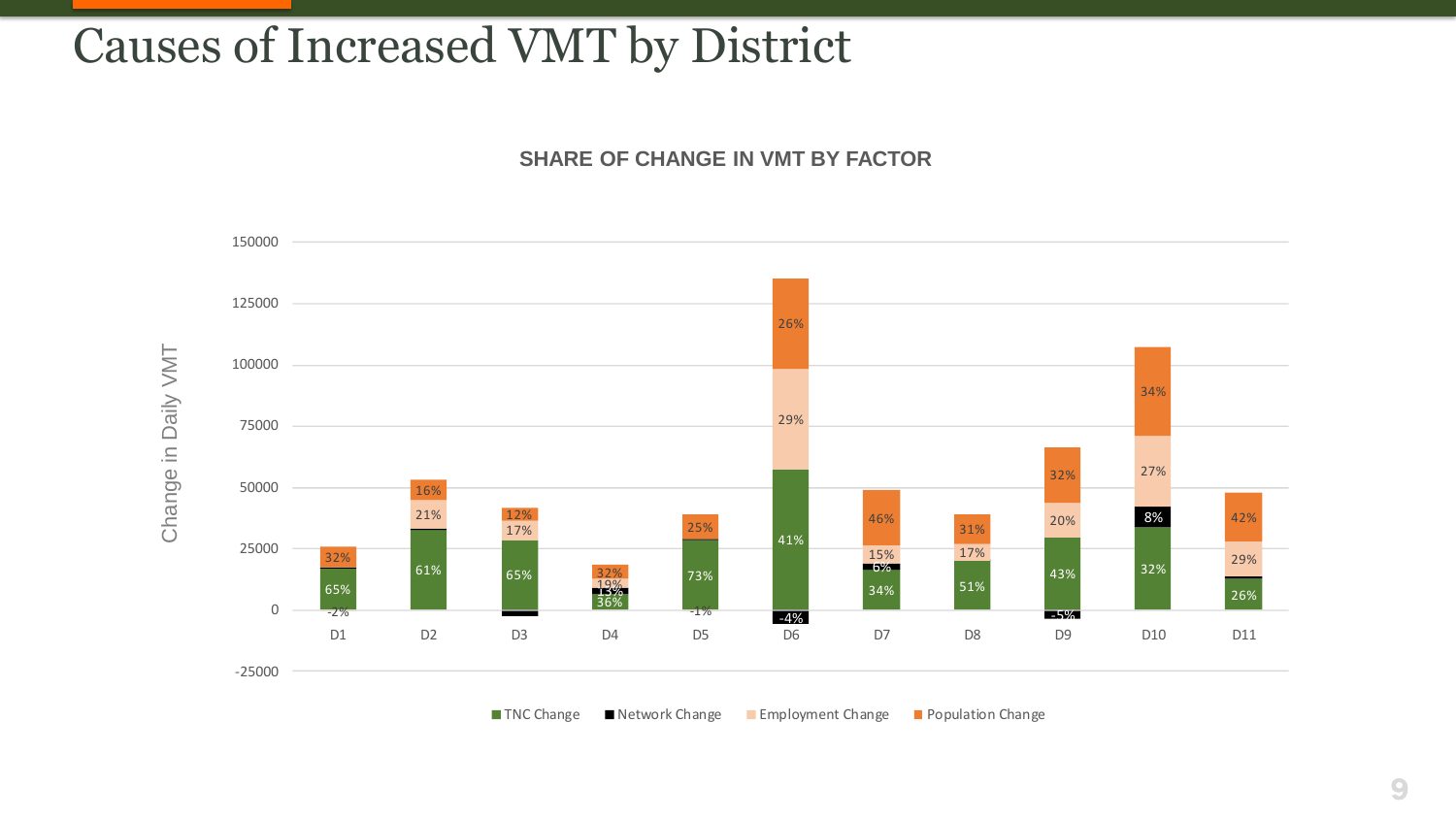# Causes of Increased VMT by District

**SHARE OF CHANGE IN VMT BY FACTOR**

Change in Daily VMT

| District | TNC Change | Network Change | Employment Change | Population Change |
|---|---|---|---|---|
| D1 | 65% | -2% | | 32% |
| D2 | 61% | | 21% | 16% |
| D3 | 65% | | 17% | 12% |
| D4 | 36% | 13% | 19% | 32% |
| D5 | 73% | -1% | | 25% |
| D6 | 41% | -4% | 29% | 26% |
| D7 | 34% | 6% | 15% | 46% |
| D8 | 51% | | 17% | 31% |
| D9 | 43% | -5% | 20% | 32% |
| D10 | 32% | 8% | 27% | 34% |
| D11 | 26% | | 29% | 42% |

■ TNC Change ■ Network Change ■ Employment Change ■ Population Change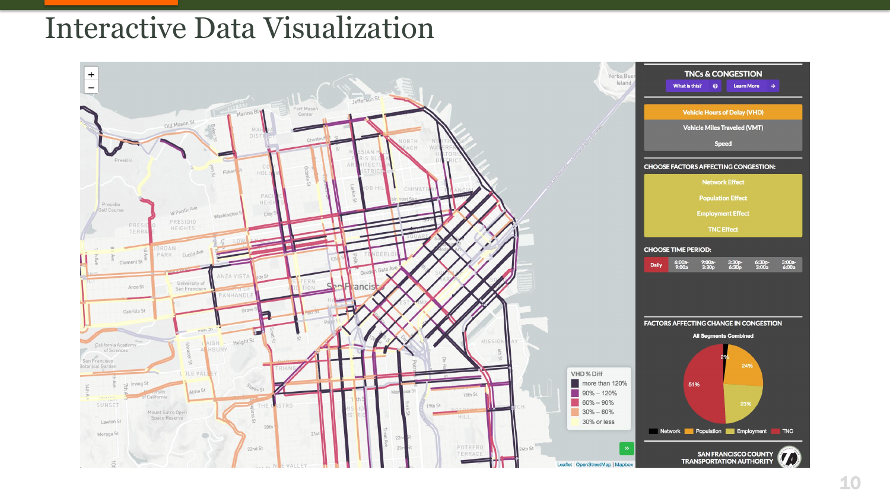# Interactive Data Visualization

**TNCs & CONGESTION**

What is this? | Learn More

- Vehicle Hours of Delay (VHD)
- Vehicle Miles Traveled (VMT)
- Speed

**CHOOSE FACTORS AFFECTING CONGESTION:**

- Network Effect
- Population Effect
- Employment Effect
- TNC Effect

**CHOOSE TIME PERIOD:**

Daily | 6:00a-9:00a | 9:00a-3:30p | 3:30p-6:30p | 6:30p-3:00a | 3:00a-6:00a

**FACTORS AFFECTING CHANGE IN CONGESTION**

All Segments Combined

| Factor | Share |
|---|---|
| Network | 2% |
| Population | 24% |
| Employment | 23% |
| TNC | 51% |

VHD % Diff

- more than 120%
- 90% – 120%
- 60% – 90%
- 30% – 60%
- 30% or less

SAN FRANCISCO COUNTY TRANSPORTATION AUTHORITY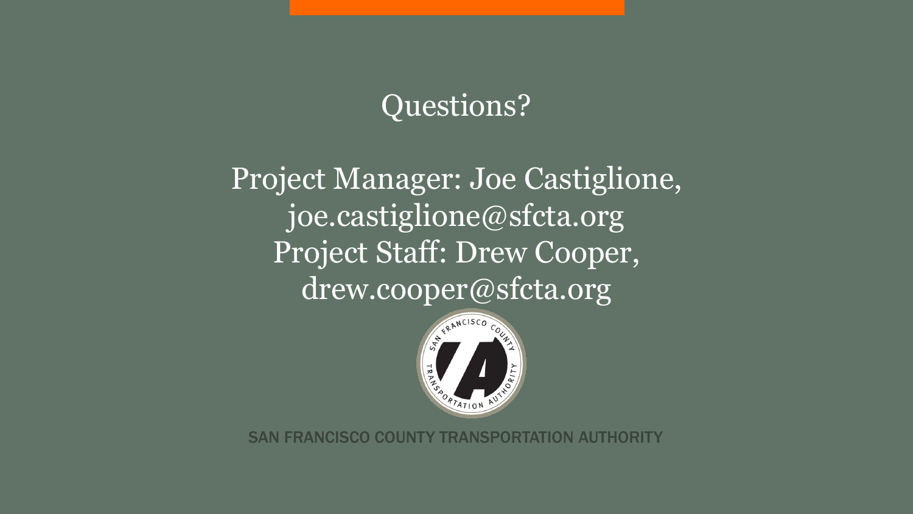# Questions?

Project Manager: Joe Castiglione, joe.castiglione@sfcta.org
Project Staff: Drew Cooper, drew.cooper@sfcta.org

SAN FRANCISCO COUNTY TRANSPORTATION AUTHORITY